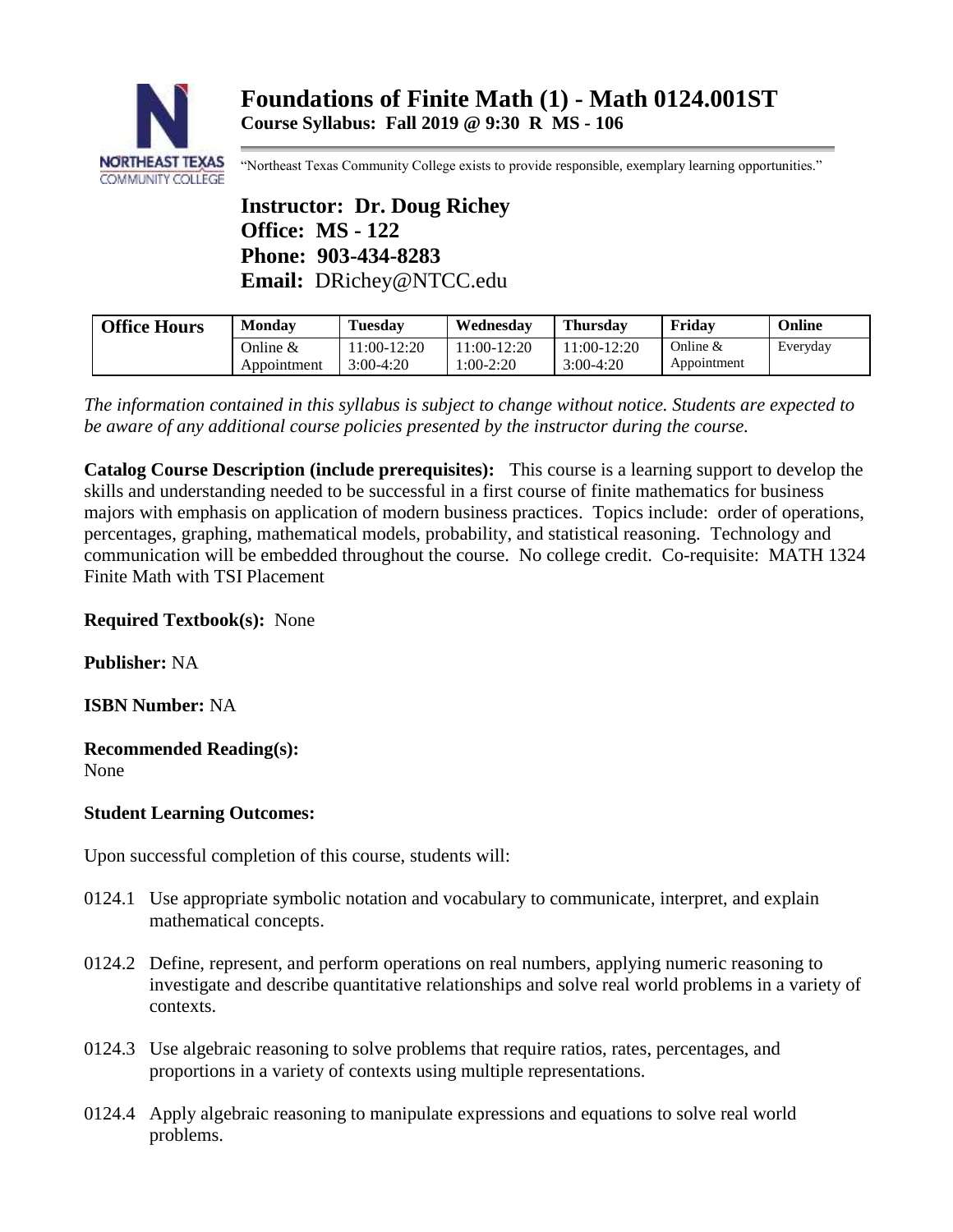# Foundations of Finite Math (1) - Math 0124.001ST

**Course Syllabus: Fall 2019 @ 9:30 R MS - 106**

"Northeast Texas Community College exists to provide responsible, exemplary learning opportunities."

**Instructor: Dr. Doug Richey**
**Office: MS - 122**
**Phone: 903-434-8283**
**Email:** DRichey@NTCC.edu

| Office Hours | Monday | Tuesday | Wednesday | Thursday | Friday | Online |
|---|---|---|---|---|---|---|
| | Online & Appointment | 11:00-12:20 3:00-4:20 | 11:00-12:20 1:00-2:20 | 11:00-12:20 3:00-4:20 | Online & Appointment | Everyday |

*The information contained in this syllabus is subject to change without notice. Students are expected to be aware of any additional course policies presented by the instructor during the course.*

**Catalog Course Description (include prerequisites):** This course is a learning support to develop the skills and understanding needed to be successful in a first course of finite mathematics for business majors with emphasis on application of modern business practices. Topics include: order of operations, percentages, graphing, mathematical models, probability, and statistical reasoning. Technology and communication will be embedded throughout the course. No college credit. Co-requisite: MATH 1324 Finite Math with TSI Placement

**Required Textbook(s):** None

**Publisher:** NA

**ISBN Number:** NA

**Recommended Reading(s):**
None

**Student Learning Outcomes:**

Upon successful completion of this course, students will:

- 0124.1 Use appropriate symbolic notation and vocabulary to communicate, interpret, and explain mathematical concepts.
- 0124.2 Define, represent, and perform operations on real numbers, applying numeric reasoning to investigate and describe quantitative relationships and solve real world problems in a variety of contexts.
- 0124.3 Use algebraic reasoning to solve problems that require ratios, rates, percentages, and proportions in a variety of contexts using multiple representations.
- 0124.4 Apply algebraic reasoning to manipulate expressions and equations to solve real world problems.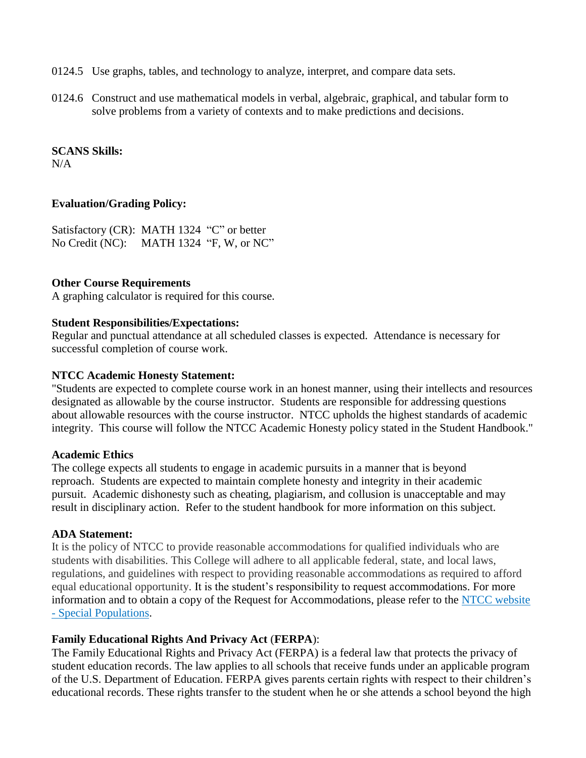0124.5 Use graphs, tables, and technology to analyze, interpret, and compare data sets.

0124.6 Construct and use mathematical models in verbal, algebraic, graphical, and tabular form to solve problems from a variety of contexts and to make predictions and decisions.

**SCANS Skills:**
N/A

**Evaluation/Grading Policy:**

Satisfactory (CR): MATH 1324 "C" or better
No Credit (NC): MATH 1324 "F, W, or NC"

**Other Course Requirements**
A graphing calculator is required for this course.

**Student Responsibilities/Expectations:**
Regular and punctual attendance at all scheduled classes is expected. Attendance is necessary for successful completion of course work.

**NTCC Academic Honesty Statement:**
"Students are expected to complete course work in an honest manner, using their intellects and resources designated as allowable by the course instructor. Students are responsible for addressing questions about allowable resources with the course instructor. NTCC upholds the highest standards of academic integrity. This course will follow the NTCC Academic Honesty policy stated in the Student Handbook."

**Academic Ethics**
The college expects all students to engage in academic pursuits in a manner that is beyond reproach. Students are expected to maintain complete honesty and integrity in their academic pursuit. Academic dishonesty such as cheating, plagiarism, and collusion is unacceptable and may result in disciplinary action. Refer to the student handbook for more information on this subject.

**ADA Statement:**
It is the policy of NTCC to provide reasonable accommodations for qualified individuals who are students with disabilities. This College will adhere to all applicable federal, state, and local laws, regulations, and guidelines with respect to providing reasonable accommodations as required to afford equal educational opportunity. It is the student's responsibility to request accommodations. For more information and to obtain a copy of the Request for Accommodations, please refer to the NTCC website - Special Populations.

**Family Educational Rights And Privacy Act (FERPA):**
The Family Educational Rights and Privacy Act (FERPA) is a federal law that protects the privacy of student education records. The law applies to all schools that receive funds under an applicable program of the U.S. Department of Education. FERPA gives parents certain rights with respect to their children's educational records. These rights transfer to the student when he or she attends a school beyond the high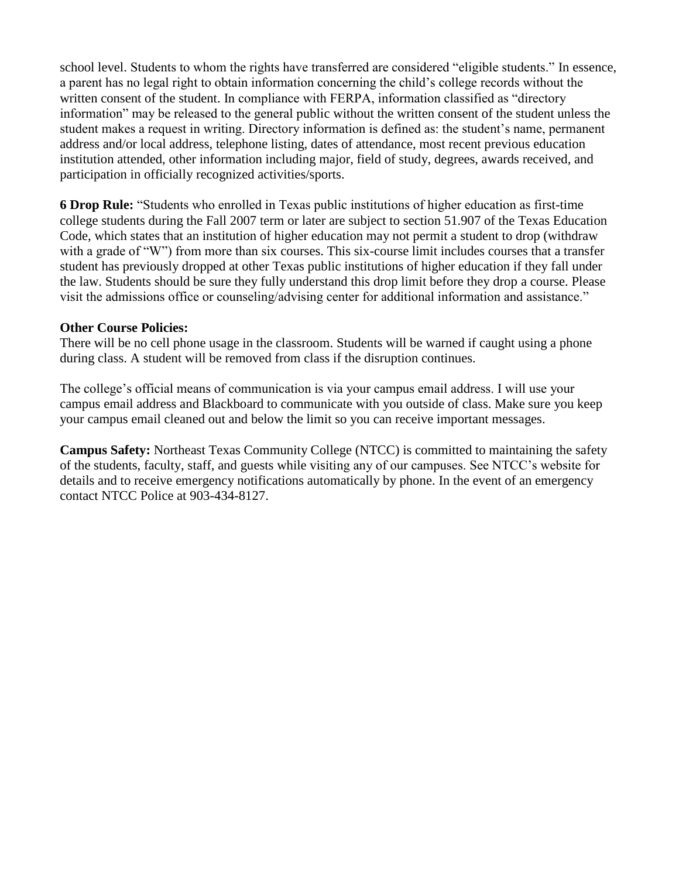school level. Students to whom the rights have transferred are considered "eligible students." In essence, a parent has no legal right to obtain information concerning the child's college records without the written consent of the student. In compliance with FERPA, information classified as "directory information" may be released to the general public without the written consent of the student unless the student makes a request in writing. Directory information is defined as: the student's name, permanent address and/or local address, telephone listing, dates of attendance, most recent previous education institution attended, other information including major, field of study, degrees, awards received, and participation in officially recognized activities/sports.

**6 Drop Rule:** "Students who enrolled in Texas public institutions of higher education as first-time college students during the Fall 2007 term or later are subject to section 51.907 of the Texas Education Code, which states that an institution of higher education may not permit a student to drop (withdraw with a grade of "W") from more than six courses. This six-course limit includes courses that a transfer student has previously dropped at other Texas public institutions of higher education if they fall under the law. Students should be sure they fully understand this drop limit before they drop a course. Please visit the admissions office or counseling/advising center for additional information and assistance."

**Other Course Policies:**

There will be no cell phone usage in the classroom. Students will be warned if caught using a phone during class. A student will be removed from class if the disruption continues.

The college's official means of communication is via your campus email address. I will use your campus email address and Blackboard to communicate with you outside of class. Make sure you keep your campus email cleaned out and below the limit so you can receive important messages.

**Campus Safety:** Northeast Texas Community College (NTCC) is committed to maintaining the safety of the students, faculty, staff, and guests while visiting any of our campuses. See NTCC's website for details and to receive emergency notifications automatically by phone. In the event of an emergency contact NTCC Police at 903-434-8127.